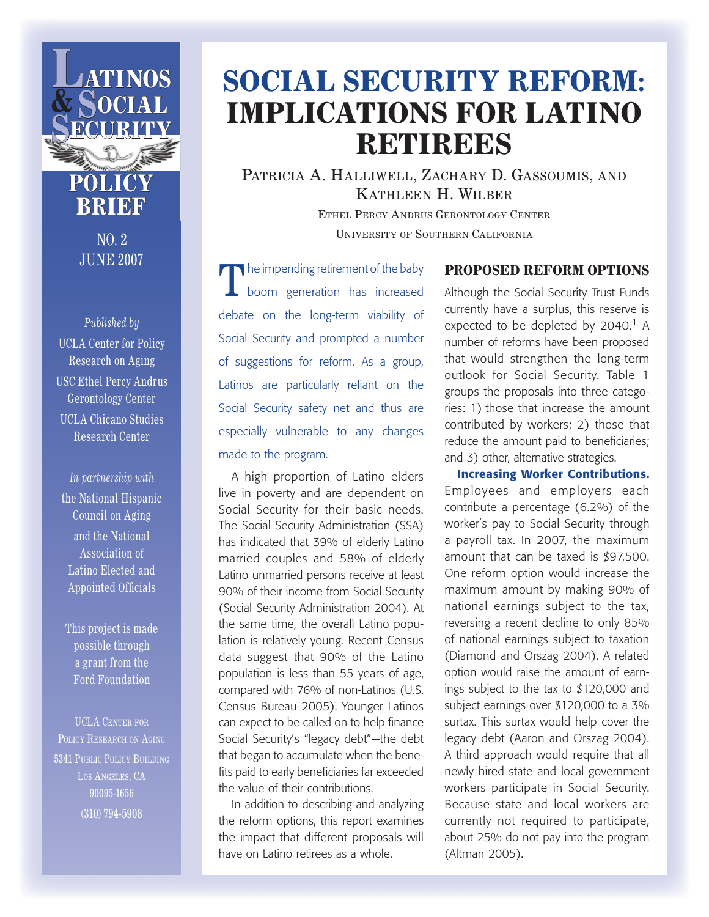# Latinos & Social Security

## POLICY BRIEF

NO. 2
JUNE 2007

*Published by*

UCLA Center for Policy Research on Aging

USC Ethel Percy Andrus Gerontology Center

UCLA Chicano Studies Research Center

*In partnership with*

the National Hispanic Council on Aging and the National Association of Latino Elected and Appointed Officials

This project is made possible through a grant from the Ford Foundation

UCLA Center for Policy Research on Aging
5341 Public Policy Building
Los Angeles, CA
90095-1656
(310) 794-5908

# SOCIAL SECURITY REFORM: IMPLICATIONS FOR LATINO RETIREES

Patricia A. Halliwell, Zachary D. Gassoumis, and Kathleen H. Wilber

Ethel Percy Andrus Gerontology Center
University of Southern California

The impending retirement of the baby boom generation has increased debate on the long-term viability of Social Security and prompted a number of suggestions for reform. As a group, Latinos are particularly reliant on the Social Security safety net and thus are especially vulnerable to any changes made to the program.

A high proportion of Latino elders live in poverty and are dependent on Social Security for their basic needs. The Social Security Administration (SSA) has indicated that 39% of elderly Latino married couples and 58% of elderly Latino unmarried persons receive at least 90% of their income from Social Security (Social Security Administration 2004). At the same time, the overall Latino population is relatively young. Recent Census data suggest that 90% of the Latino population is less than 55 years of age, compared with 76% of non-Latinos (U.S. Census Bureau 2005). Younger Latinos can expect to be called on to help finance Social Security's "legacy debt"—the debt that began to accumulate when the benefits paid to early beneficiaries far exceeded the value of their contributions.

In addition to describing and analyzing the reform options, this report examines the impact that different proposals will have on Latino retirees as a whole.

## PROPOSED REFORM OPTIONS

Although the Social Security Trust Funds currently have a surplus, this reserve is expected to be depleted by 2040.[1] A number of reforms have been proposed that would strengthen the long-term outlook for Social Security. Table 1 groups the proposals into three categories: 1) those that increase the amount contributed by workers; 2) those that reduce the amount paid to beneficiaries; and 3) other, alternative strategies.

**Increasing Worker Contributions.** Employees and employers each contribute a percentage (6.2%) of the worker's pay to Social Security through a payroll tax. In 2007, the maximum amount that can be taxed is $97,500. One reform option would increase the maximum amount by making 90% of national earnings subject to the tax, reversing a recent decline to only 85% of national earnings subject to taxation (Diamond and Orszag 2004). A related option would raise the amount of earnings subject to the tax to $120,000 and subject earnings over $120,000 to a 3% surtax. This surtax would help cover the legacy debt (Aaron and Orszag 2004). A third approach would require that all newly hired state and local government workers participate in Social Security. Because state and local workers are currently not required to participate, about 25% do not pay into the program (Altman 2005).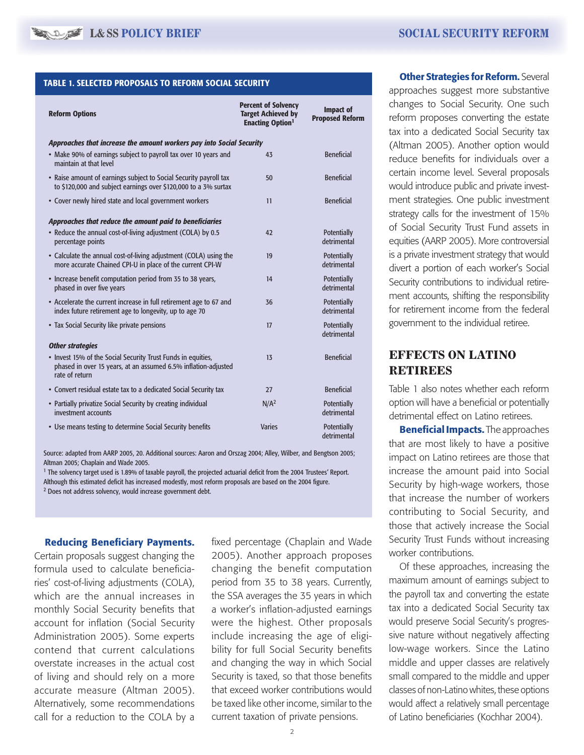**TABLE 1. SELECTED PROPOSALS TO REFORM SOCIAL SECURITY**

| Reform Options | Percent of Solvency Target Achieved by Enacting Option[1] | Impact of Proposed Reform |
|---|---|---|
| ***Approaches that increase the amount workers pay into Social Security*** | | |
| • Make 90% of earnings subject to payroll tax over 10 years and maintain at that level | 43 | Beneficial |
| • Raise amount of earnings subject to Social Security payroll tax to $120,000 and subject earnings over $120,000 to a 3% surtax | 50 | Beneficial |
| • Cover newly hired state and local government workers | 11 | Beneficial |
| ***Approaches that reduce the amount paid to beneficiaries*** | | |
| • Reduce the annual cost-of-living adjustment (COLA) by 0.5 percentage points | 42 | Potentially detrimental |
| • Calculate the annual cost-of-living adjustment (COLA) using the more accurate Chained CPI-U in place of the current CPI-W | 19 | Potentially detrimental |
| • Increase benefit computation period from 35 to 38 years, phased in over five years | 14 | Potentially detrimental |
| • Accelerate the current increase in full retirement age to 67 and index future retirement age to longevity, up to age 70 | 36 | Potentially detrimental |
| • Tax Social Security like private pensions | 17 | Potentially detrimental |
| ***Other strategies*** | | |
| • Invest 15% of the Social Security Trust Funds in equities, phased in over 15 years, at an assumed 6.5% inflation-adjusted rate of return | 13 | Beneficial |
| • Convert residual estate tax to a dedicated Social Security tax | 27 | Beneficial |
| • Partially privatize Social Security by creating individual investment accounts | N/A[2] | Potentially detrimental |
| • Use means testing to determine Social Security benefits | Varies | Potentially detrimental |

Source: adapted from AARP 2005, 20. Additional sources: Aaron and Orszag 2004; Alley, Wilber, and Bengtson 2005; Altman 2005; Chaplain and Wade 2005.

[1] The solvency target used is 1.89% of taxable payroll, the projected actuarial deficit from the 2004 Trustees' Report. Although this estimated deficit has increased modestly, most reform proposals are based on the 2004 figure.

[2] Does not address solvency, would increase government debt.

**Reducing Beneficiary Payments.** Certain proposals suggest changing the formula used to calculate beneficiaries' cost-of-living adjustments (COLA), which are the annual increases in monthly Social Security benefits that account for inflation (Social Security Administration 2005). Some experts contend that current calculations overstate increases in the actual cost of living and should rely on a more accurate measure (Altman 2005). Alternatively, some recommendations call for a reduction to the COLA by a fixed percentage (Chaplain and Wade 2005). Another approach proposes changing the benefit computation period from 35 to 38 years. Currently, the SSA averages the 35 years in which a worker's inflation-adjusted earnings were the highest. Other proposals include increasing the age of eligibility for full Social Security benefits and changing the way in which Social Security is taxed, so that those benefits that exceed worker contributions would be taxed like other income, similar to the current taxation of private pensions.

**Other Strategies for Reform.** Several approaches suggest more substantive changes to Social Security. One such reform proposes converting the estate tax into a dedicated Social Security tax (Altman 2005). Another option would reduce benefits for individuals over a certain income level. Several proposals would introduce public and private investment strategies. One public investment strategy calls for the investment of 15% of Social Security Trust Fund assets in equities (AARP 2005). More controversial is a private investment strategy that would divert a portion of each worker's Social Security contributions to individual retirement accounts, shifting the responsibility for retirement income from the federal government to the individual retiree.

## EFFECTS ON LATINO RETIREES

Table 1 also notes whether each reform option will have a beneficial or potentially detrimental effect on Latino retirees.

**Beneficial Impacts.** The approaches that are most likely to have a positive impact on Latino retirees are those that increase the amount paid into Social Security by high-wage workers, those that increase the number of workers contributing to Social Security, and those that actively increase the Social Security Trust Funds without increasing worker contributions.

Of these approaches, increasing the maximum amount of earnings subject to the payroll tax and converting the estate tax into a dedicated Social Security tax would preserve Social Security's progressive nature without negatively affecting low-wage workers. Since the Latino middle and upper classes are relatively small compared to the middle and upper classes of non-Latino whites, these options would affect a relatively small percentage of Latino beneficiaries (Kochhar 2004).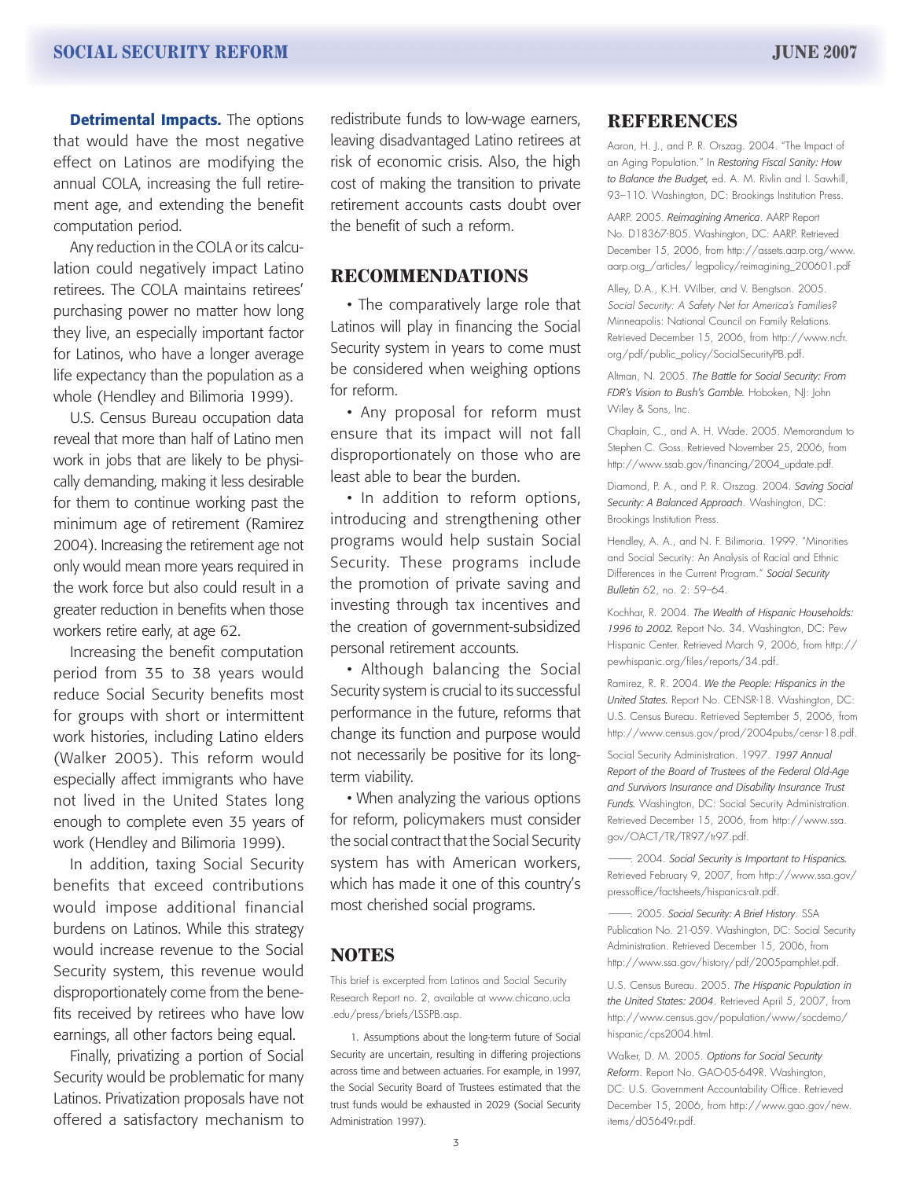**Detrimental Impacts.** The options that would have the most negative effect on Latinos are modifying the annual COLA, increasing the full retirement age, and extending the benefit computation period.

Any reduction in the COLA or its calculation could negatively impact Latino retirees. The COLA maintains retirees' purchasing power no matter how long they live, an especially important factor for Latinos, who have a longer average life expectancy than the population as a whole (Hendley and Bilimoria 1999).

U.S. Census Bureau occupation data reveal that more than half of Latino men work in jobs that are likely to be physically demanding, making it less desirable for them to continue working past the minimum age of retirement (Ramirez 2004). Increasing the retirement age not only would mean more years required in the work force but also could result in a greater reduction in benefits when those workers retire early, at age 62.

Increasing the benefit computation period from 35 to 38 years would reduce Social Security benefits most for groups with short or intermittent work histories, including Latino elders (Walker 2005). This reform would especially affect immigrants who have not lived in the United States long enough to complete even 35 years of work (Hendley and Bilimoria 1999).

In addition, taxing Social Security benefits that exceed contributions would impose additional financial burdens on Latinos. While this strategy would increase revenue to the Social Security system, this revenue would disproportionately come from the benefits received by retirees who have low earnings, all other factors being equal.

Finally, privatizing a portion of Social Security would be problematic for many Latinos. Privatization proposals have not offered a satisfactory mechanism to redistribute funds to low-wage earners, leaving disadvantaged Latino retirees at risk of economic crisis. Also, the high cost of making the transition to private retirement accounts casts doubt over the benefit of such a reform.

## RECOMMENDATIONS

- The comparatively large role that Latinos will play in financing the Social Security system in years to come must be considered when weighing options for reform.
- Any proposal for reform must ensure that its impact will not fall disproportionately on those who are least able to bear the burden.
- In addition to reform options, introducing and strengthening other programs would help sustain Social Security. These programs include the promotion of private saving and investing through tax incentives and the creation of government-subsidized personal retirement accounts.
- Although balancing the Social Security system is crucial to its successful performance in the future, reforms that change its function and purpose would not necessarily be positive for its long-term viability.
- When analyzing the various options for reform, policymakers must consider the social contract that the Social Security system has with American workers, which has made it one of this country's most cherished social programs.

## NOTES

This brief is excerpted from Latinos and Social Security Research Report no. 2, available at www.chicano.ucla.edu/press/briefs/LSSPB.asp.

1. Assumptions about the long-term future of Social Security are uncertain, resulting in differing projections across time and between actuaries. For example, in 1997, the Social Security Board of Trustees estimated that the trust funds would be exhausted in 2029 (Social Security Administration 1997).

## REFERENCES

Aaron, H. J., and P. R. Orszag. 2004. "The Impact of an Aging Population." In *Restoring Fiscal Sanity: How to Balance the Budget,* ed. A. M. Rivlin and I. Sawhill, 93–110. Washington, DC: Brookings Institution Press.

AARP. 2005. *Reimagining America*. AARP Report No. D18367-805. Washington, DC: AARP. Retrieved December 15, 2006, from http://assets.aarp.org/www.aarp.org_/articles/ legpolicy/reimagining_200601.pdf

Alley, D.A., K.H. Wilber, and V. Bengtson. 2005. *Social Security: A Safety Net for America's Families?* Minneapolis: National Council on Family Relations. Retrieved December 15, 2006, from http://www.ncfr.org/pdf/public_policy/SocialSecurityPB.pdf.

Altman, N. 2005. *The Battle for Social Security: From FDR's Vision to Bush's Gamble.* Hoboken, NJ: John Wiley & Sons, Inc.

Chaplain, C., and A. H. Wade. 2005. Memorandum to Stephen C. Goss. Retrieved November 25, 2006, from http://www.ssab.gov/financing/2004_update.pdf.

Diamond, P. A., and P. R. Orszag. 2004. *Saving Social Security: A Balanced Approach*. Washington, DC: Brookings Institution Press.

Hendley, A. A., and N. F. Bilimoria. 1999. "Minorities and Social Security: An Analysis of Racial and Ethnic Differences in the Current Program." *Social Security Bulletin* 62, no. 2: 59–64.

Kochhar, R. 2004. *The Wealth of Hispanic Households: 1996 to 2002.* Report No. 34. Washington, DC: Pew Hispanic Center. Retrieved March 9, 2006, from http://pewhispanic.org/files/reports/34.pdf.

Ramirez, R. R. 2004. *We the People: Hispanics in the United States.* Report No. CENSR-18. Washington, DC: U.S. Census Bureau. Retrieved September 5, 2006, from http://www.census.gov/prod/2004pubs/censr-18.pdf.

Social Security Administration. 1997. *1997 Annual Report of the Board of Trustees of the Federal Old-Age and Survivors Insurance and Disability Insurance Trust Funds.* Washington, DC: Social Security Administration. Retrieved December 15, 2006, from http://www.ssa.gov/OACT/TR/TR97/tr97.pdf.

———. 2004. *Social Security is Important to Hispanics.* Retrieved February 9, 2007, from http://www.ssa.gov/pressoffice/factsheets/hispanics-alt.pdf.

———. 2005. *Social Security: A Brief History.* SSA Publication No. 21-059. Washington, DC: Social Security Administration. Retrieved December 15, 2006, from http://www.ssa.gov/history/pdf/2005pamphlet.pdf.

U.S. Census Bureau. 2005. *The Hispanic Population in the United States: 2004*. Retrieved April 5, 2007, from http://www.census.gov/population/www/socdemo/hispanic/cps2004.html.

Walker, D. M. 2005. *Options for Social Security Reform*. Report No. GAO-05-649R. Washington, DC: U.S. Government Accountability Office. Retrieved December 15, 2006, from http://www.gao.gov/new.items/d05649r.pdf.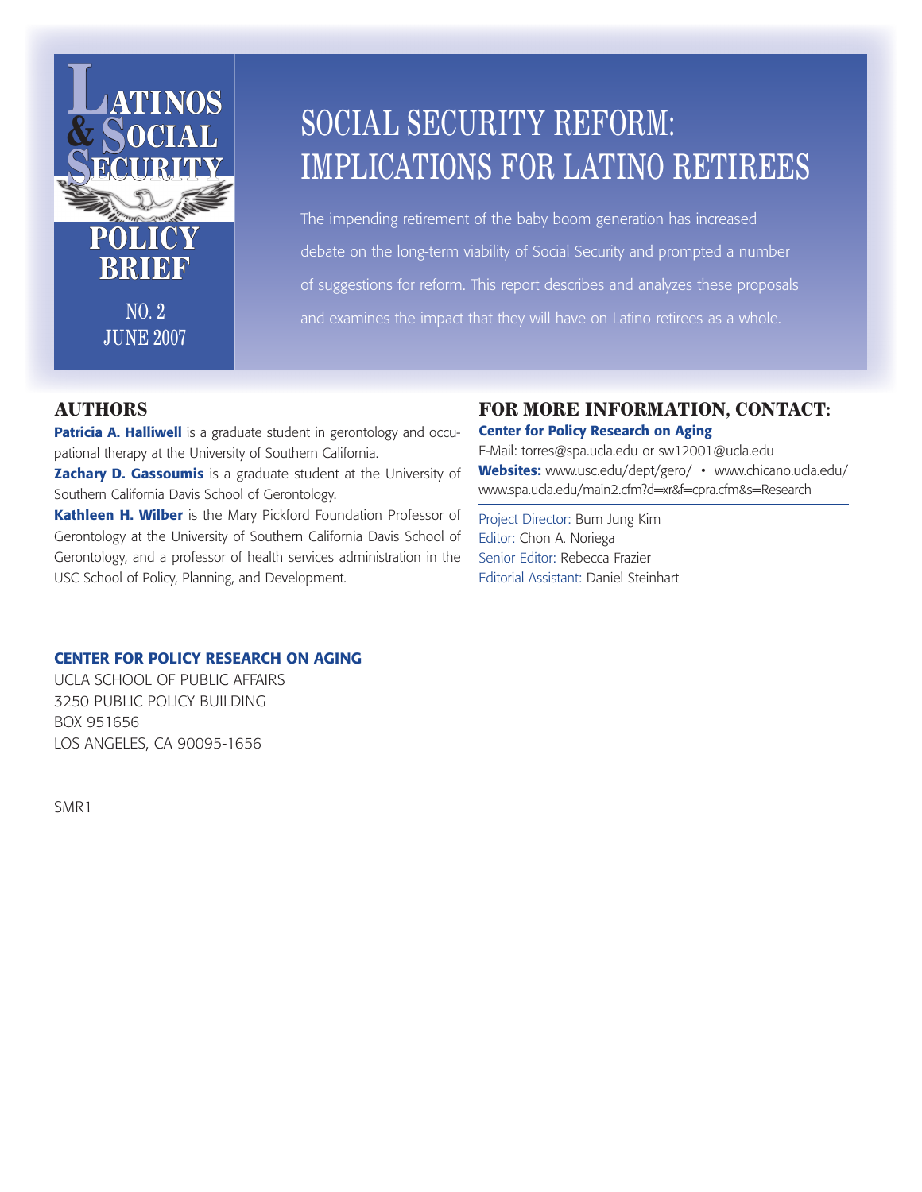# LATINOS & SOCIAL SECURITY

## POLICY BRIEF

NO. 2
JUNE 2007

# SOCIAL SECURITY REFORM: IMPLICATIONS FOR LATINO RETIREES

The impending retirement of the baby boom generation has increased debate on the long-term viability of Social Security and prompted a number of suggestions for reform. This report describes and analyzes these proposals and examines the impact that they will have on Latino retirees as a whole.

## AUTHORS

**Patricia A. Halliwell** is a graduate student in gerontology and occupational therapy at the University of Southern California.

**Zachary D. Gassoumis** is a graduate student at the University of Southern California Davis School of Gerontology.

**Kathleen H. Wilber** is the Mary Pickford Foundation Professor of Gerontology at the University of Southern California Davis School of Gerontology, and a professor of health services administration in the USC School of Policy, Planning, and Development.

## FOR MORE INFORMATION, CONTACT:

**Center for Policy Research on Aging**

E-Mail: torres@spa.ucla.edu or sw12001@ucla.edu

**Websites:** www.usc.edu/dept/gero/ • www.chicano.ucla.edu/ www.spa.ucla.edu/main2.cfm?d=xr&f=cpra.cfm&s=Research

Project Director: Bum Jung Kim
Editor: Chon A. Noriega
Senior Editor: Rebecca Frazier
Editorial Assistant: Daniel Steinhart

**CENTER FOR POLICY RESEARCH ON AGING**
UCLA SCHOOL OF PUBLIC AFFAIRS
3250 PUBLIC POLICY BUILDING
BOX 951656
LOS ANGELES, CA 90095-1656

SMR1